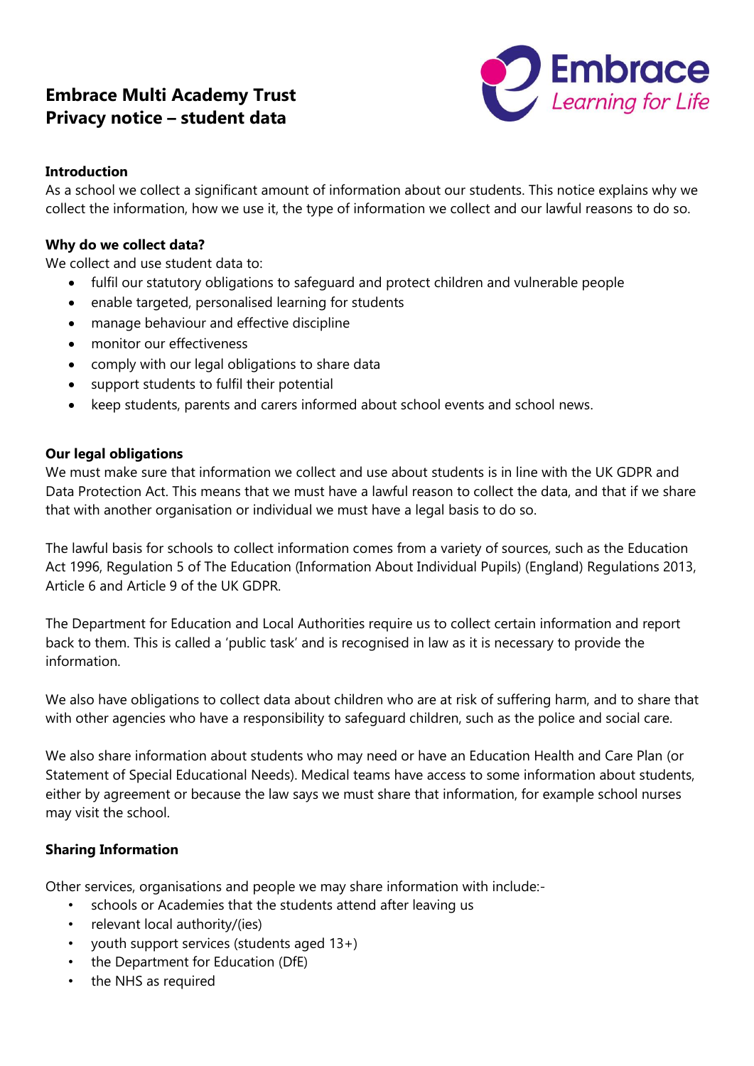# Embrace Multi Academy Trust
# Privacy notice – student data

**Introduction**

As a school we collect a significant amount of information about our students. This notice explains why we collect the information, how we use it, the type of information we collect and our lawful reasons to do so.

**Why do we collect data?**

We collect and use student data to:

- fulfil our statutory obligations to safeguard and protect children and vulnerable people
- enable targeted, personalised learning for students
- manage behaviour and effective discipline
- monitor our effectiveness
- comply with our legal obligations to share data
- support students to fulfil their potential
- keep students, parents and carers informed about school events and school news.

**Our legal obligations**

We must make sure that information we collect and use about students is in line with the UK GDPR and Data Protection Act. This means that we must have a lawful reason to collect the data, and that if we share that with another organisation or individual we must have a legal basis to do so.

The lawful basis for schools to collect information comes from a variety of sources, such as the Education Act 1996, Regulation 5 of The Education (Information About Individual Pupils) (England) Regulations 2013, Article 6 and Article 9 of the UK GDPR.

The Department for Education and Local Authorities require us to collect certain information and report back to them. This is called a 'public task' and is recognised in law as it is necessary to provide the information.

We also have obligations to collect data about children who are at risk of suffering harm, and to share that with other agencies who have a responsibility to safeguard children, such as the police and social care.

We also share information about students who may need or have an Education Health and Care Plan (or Statement of Special Educational Needs). Medical teams have access to some information about students, either by agreement or because the law says we must share that information, for example school nurses may visit the school.

**Sharing Information**

Other services, organisations and people we may share information with include:-

- schools or Academies that the students attend after leaving us
- relevant local authority/(ies)
- youth support services (students aged 13+)
- the Department for Education (DfE)
- the NHS as required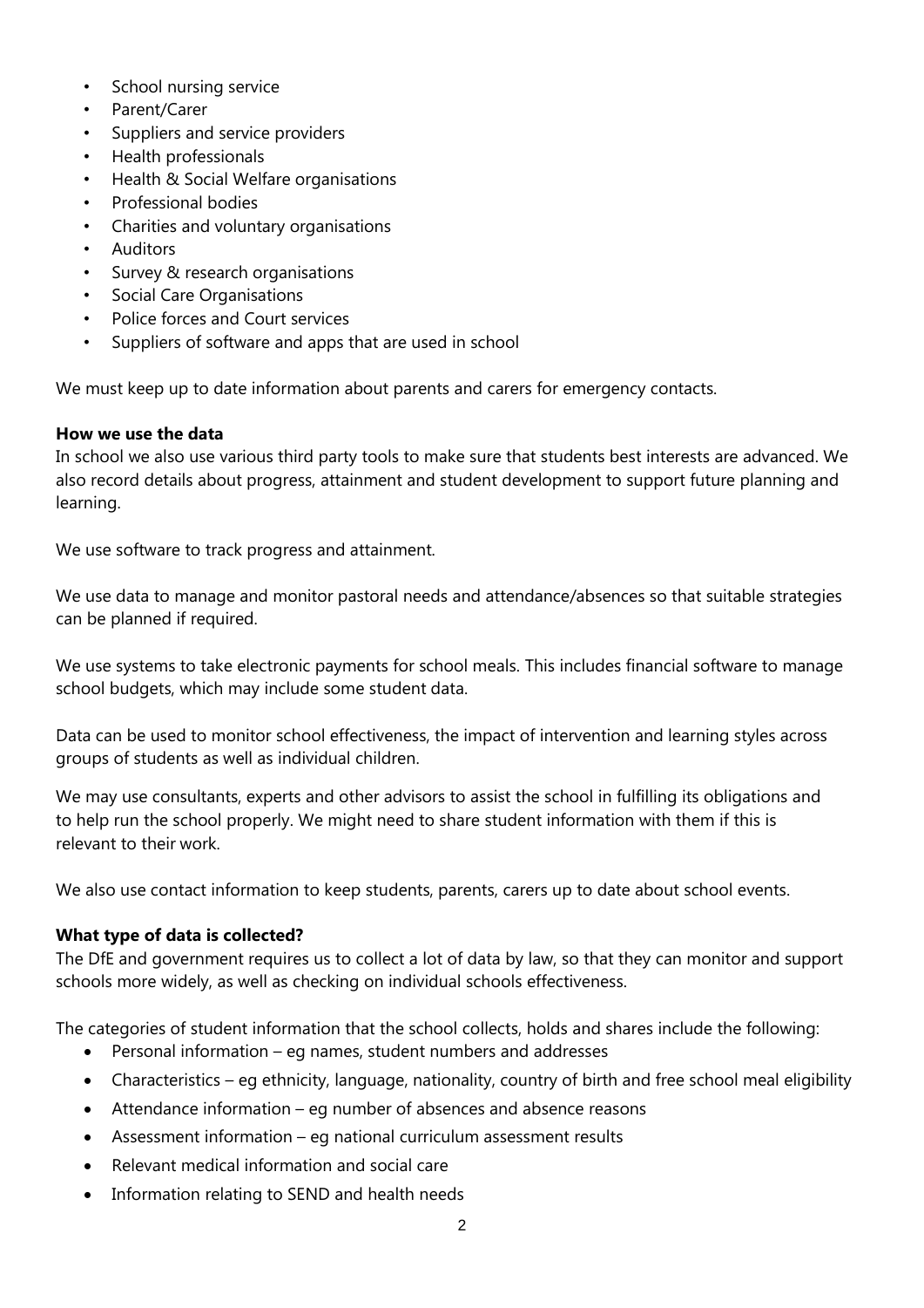- School nursing service
- Parent/Carer
- Suppliers and service providers
- Health professionals
- Health & Social Welfare organisations
- Professional bodies
- Charities and voluntary organisations
- Auditors
- Survey & research organisations
- Social Care Organisations
- Police forces and Court services
- Suppliers of software and apps that are used in school

We must keep up to date information about parents and carers for emergency contacts.

**How we use the data**

In school we also use various third party tools to make sure that students best interests are advanced. We also record details about progress, attainment and student development to support future planning and learning.

We use software to track progress and attainment.

We use data to manage and monitor pastoral needs and attendance/absences so that suitable strategies can be planned if required.

We use systems to take electronic payments for school meals. This includes financial software to manage school budgets, which may include some student data.

Data can be used to monitor school effectiveness, the impact of intervention and learning styles across groups of students as well as individual children.

We may use consultants, experts and other advisors to assist the school in fulfilling its obligations and to help run the school properly. We might need to share student information with them if this is relevant to their work.

We also use contact information to keep students, parents, carers up to date about school events.

**What type of data is collected?**

The DfE and government requires us to collect a lot of data by law, so that they can monitor and support schools more widely, as well as checking on individual schools effectiveness.

The categories of student information that the school collects, holds and shares include the following:

- Personal information – eg names, student numbers and addresses
- Characteristics – eg ethnicity, language, nationality, country of birth and free school meal eligibility
- Attendance information – eg number of absences and absence reasons
- Assessment information – eg national curriculum assessment results
- Relevant medical information and social care
- Information relating to SEND and health needs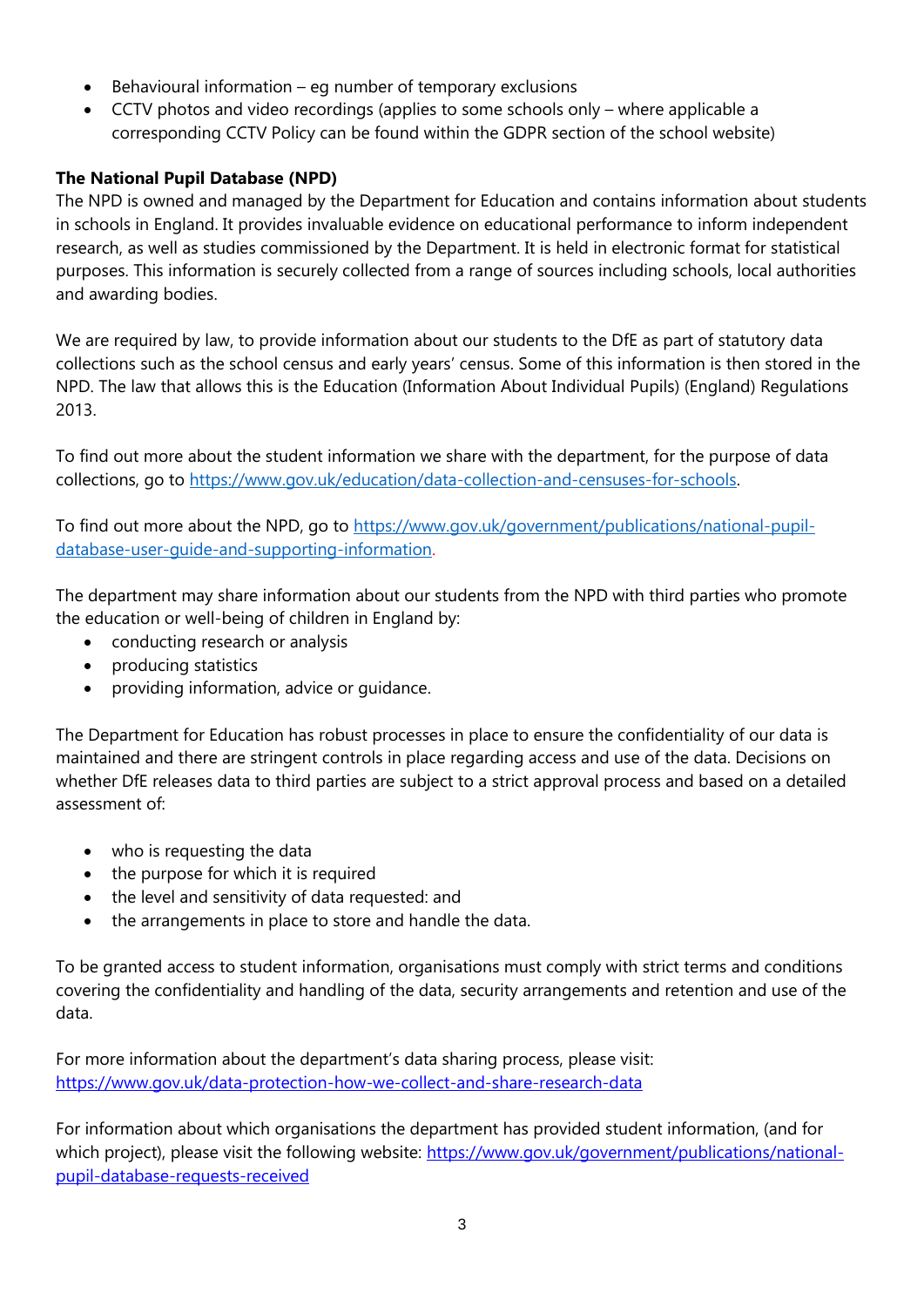- Behavioural information – eg number of temporary exclusions
- CCTV photos and video recordings (applies to some schools only – where applicable a corresponding CCTV Policy can be found within the GDPR section of the school website)

**The National Pupil Database (NPD)**

The NPD is owned and managed by the Department for Education and contains information about students in schools in England. It provides invaluable evidence on educational performance to inform independent research, as well as studies commissioned by the Department. It is held in electronic format for statistical purposes. This information is securely collected from a range of sources including schools, local authorities and awarding bodies.

We are required by law, to provide information about our students to the DfE as part of statutory data collections such as the school census and early years' census. Some of this information is then stored in the NPD. The law that allows this is the Education (Information About Individual Pupils) (England) Regulations 2013.

To find out more about the student information we share with the department, for the purpose of data collections, go to https://www.gov.uk/education/data-collection-and-censuses-for-schools.

To find out more about the NPD, go to https://www.gov.uk/government/publications/national-pupil-database-user-guide-and-supporting-information.

The department may share information about our students from the NPD with third parties who promote the education or well-being of children in England by:

- conducting research or analysis
- producing statistics
- providing information, advice or guidance.

The Department for Education has robust processes in place to ensure the confidentiality of our data is maintained and there are stringent controls in place regarding access and use of the data. Decisions on whether DfE releases data to third parties are subject to a strict approval process and based on a detailed assessment of:

- who is requesting the data
- the purpose for which it is required
- the level and sensitivity of data requested: and
- the arrangements in place to store and handle the data.

To be granted access to student information, organisations must comply with strict terms and conditions covering the confidentiality and handling of the data, security arrangements and retention and use of the data.

For more information about the department's data sharing process, please visit:
https://www.gov.uk/data-protection-how-we-collect-and-share-research-data

For information about which organisations the department has provided student information, (and for which project), please visit the following website: https://www.gov.uk/government/publications/national-pupil-database-requests-received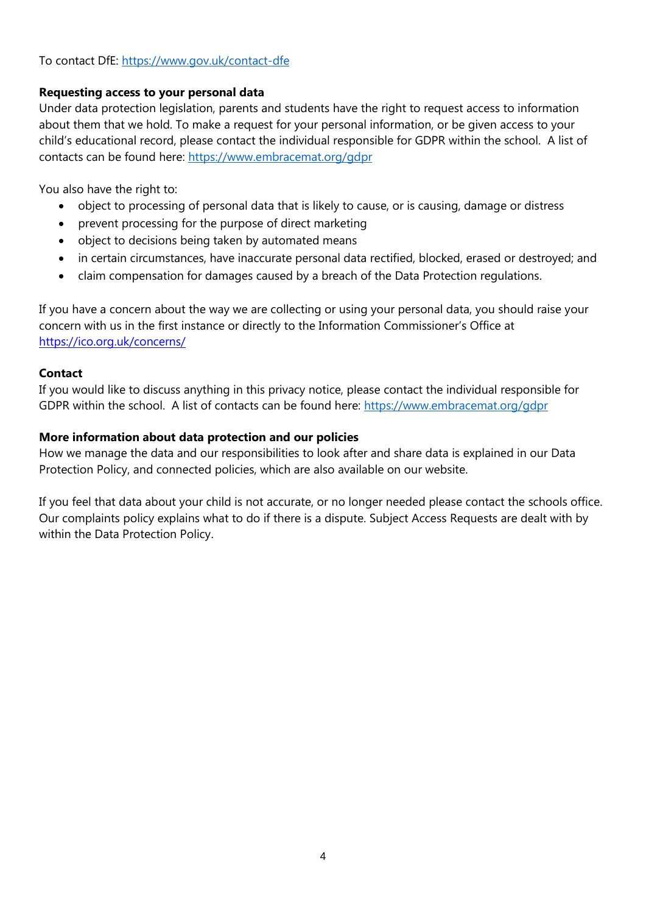To contact DfE: https://www.gov.uk/contact-dfe

**Requesting access to your personal data**

Under data protection legislation, parents and students have the right to request access to information about them that we hold. To make a request for your personal information, or be given access to your child's educational record, please contact the individual responsible for GDPR within the school. A list of contacts can be found here: https://www.embracemat.org/gdpr

You also have the right to:

- object to processing of personal data that is likely to cause, or is causing, damage or distress
- prevent processing for the purpose of direct marketing
- object to decisions being taken by automated means
- in certain circumstances, have inaccurate personal data rectified, blocked, erased or destroyed; and
- claim compensation for damages caused by a breach of the Data Protection regulations.

If you have a concern about the way we are collecting or using your personal data, you should raise your concern with us in the first instance or directly to the Information Commissioner's Office at https://ico.org.uk/concerns/

**Contact**

If you would like to discuss anything in this privacy notice, please contact the individual responsible for GDPR within the school. A list of contacts can be found here: https://www.embracemat.org/gdpr

**More information about data protection and our policies**

How we manage the data and our responsibilities to look after and share data is explained in our Data Protection Policy, and connected policies, which are also available on our website.

If you feel that data about your child is not accurate, or no longer needed please contact the schools office. Our complaints policy explains what to do if there is a dispute. Subject Access Requests are dealt with by within the Data Protection Policy.